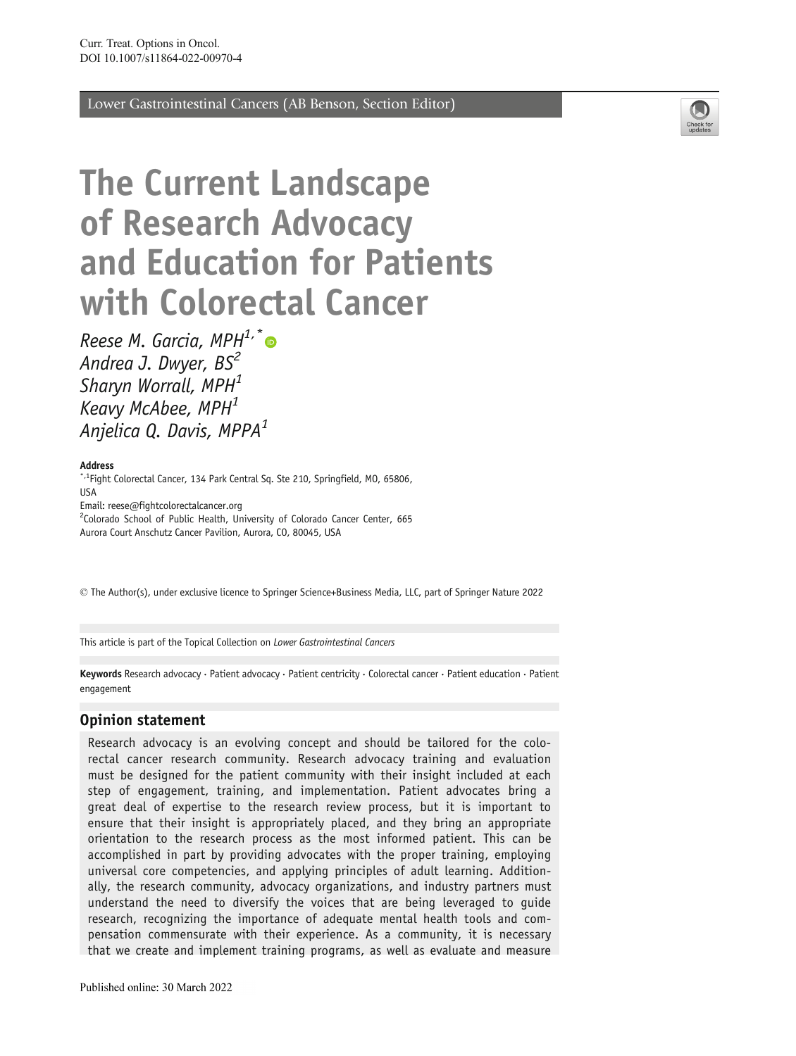Lower Gastrointestinal Cancers (AB Benson, Section Editor)

# The Current Landscape of Research Advocacy and Education for Patients with Colorectal Cancer

*Reese M. Garcia, MPH*[1,*]
*Andrea J. Dwyer, BS*[2]
*Sharyn Worrall, MPH*[1]
*Keavy McAbee, MPH*[1]
*Anjelica Q. Davis, MPPA*[1]

**Address**
[*,1]Fight Colorectal Cancer, 134 Park Central Sq. Ste 210, Springfield, MO, 65806, USA
Email: reese@fightcolorectalcancer.org
[2]Colorado School of Public Health, University of Colorado Cancer Center, 665 Aurora Court Anschutz Cancer Pavilion, Aurora, CO, 80045, USA

© The Author(s), under exclusive licence to Springer Science+Business Media, LLC, part of Springer Nature 2022

This article is part of the Topical Collection on *Lower Gastrointestinal Cancers*

**Keywords** Research advocacy · Patient advocacy · Patient centricity · Colorectal cancer · Patient education · Patient engagement

## Opinion statement

Research advocacy is an evolving concept and should be tailored for the colorectal cancer research community. Research advocacy training and evaluation must be designed for the patient community with their insight included at each step of engagement, training, and implementation. Patient advocates bring a great deal of expertise to the research review process, but it is important to ensure that their insight is appropriately placed, and they bring an appropriate orientation to the research process as the most informed patient. This can be accomplished in part by providing advocates with the proper training, employing universal core competencies, and applying principles of adult learning. Additionally, the research community, advocacy organizations, and industry partners must understand the need to diversify the voices that are being leveraged to guide research, recognizing the importance of adequate mental health tools and compensation commensurate with their experience. As a community, it is necessary that we create and implement training programs, as well as evaluate and measure

Published online: 30 March 2022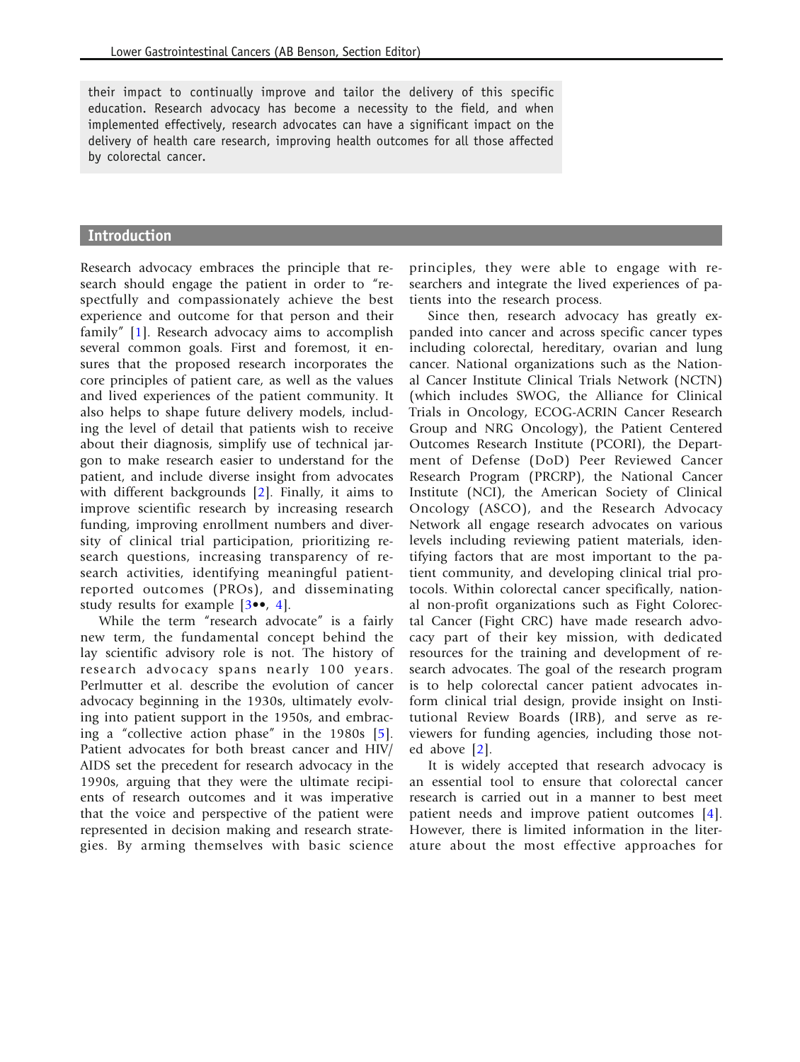their impact to continually improve and tailor the delivery of this specific education. Research advocacy has become a necessity to the field, and when implemented effectively, research advocates can have a significant impact on the delivery of health care research, improving health outcomes for all those affected by colorectal cancer.

## Introduction

Research advocacy embraces the principle that research should engage the patient in order to "respectfully and compassionately achieve the best experience and outcome for that person and their family" [1]. Research advocacy aims to accomplish several common goals. First and foremost, it ensures that the proposed research incorporates the core principles of patient care, as well as the values and lived experiences of the patient community. It also helps to shape future delivery models, including the level of detail that patients wish to receive about their diagnosis, simplify use of technical jargon to make research easier to understand for the patient, and include diverse insight from advocates with different backgrounds [2]. Finally, it aims to improve scientific research by increasing research funding, improving enrollment numbers and diversity of clinical trial participation, prioritizing research questions, increasing transparency of research activities, identifying meaningful patient-reported outcomes (PROs), and disseminating study results for example [3••, 4].

While the term "research advocate" is a fairly new term, the fundamental concept behind the lay scientific advisory role is not. The history of research advocacy spans nearly 100 years. Perlmutter et al. describe the evolution of cancer advocacy beginning in the 1930s, ultimately evolving into patient support in the 1950s, and embracing a "collective action phase" in the 1980s [5]. Patient advocates for both breast cancer and HIV/AIDS set the precedent for research advocacy in the 1990s, arguing that they were the ultimate recipients of research outcomes and it was imperative that the voice and perspective of the patient were represented in decision making and research strategies. By arming themselves with basic science principles, they were able to engage with researchers and integrate the lived experiences of patients into the research process.

Since then, research advocacy has greatly expanded into cancer and across specific cancer types including colorectal, hereditary, ovarian and lung cancer. National organizations such as the National Cancer Institute Clinical Trials Network (NCTN) (which includes SWOG, the Alliance for Clinical Trials in Oncology, ECOG-ACRIN Cancer Research Group and NRG Oncology), the Patient Centered Outcomes Research Institute (PCORI), the Department of Defense (DoD) Peer Reviewed Cancer Research Program (PRCRP), the National Cancer Institute (NCI), the American Society of Clinical Oncology (ASCO), and the Research Advocacy Network all engage research advocates on various levels including reviewing patient materials, identifying factors that are most important to the patient community, and developing clinical trial protocols. Within colorectal cancer specifically, national non-profit organizations such as Fight Colorectal Cancer (Fight CRC) have made research advocacy part of their key mission, with dedicated resources for the training and development of research advocates. The goal of the research program is to help colorectal cancer patient advocates inform clinical trial design, provide insight on Institutional Review Boards (IRB), and serve as reviewers for funding agencies, including those noted above [2].

It is widely accepted that research advocacy is an essential tool to ensure that colorectal cancer research is carried out in a manner to best meet patient needs and improve patient outcomes [4]. However, there is limited information in the literature about the most effective approaches for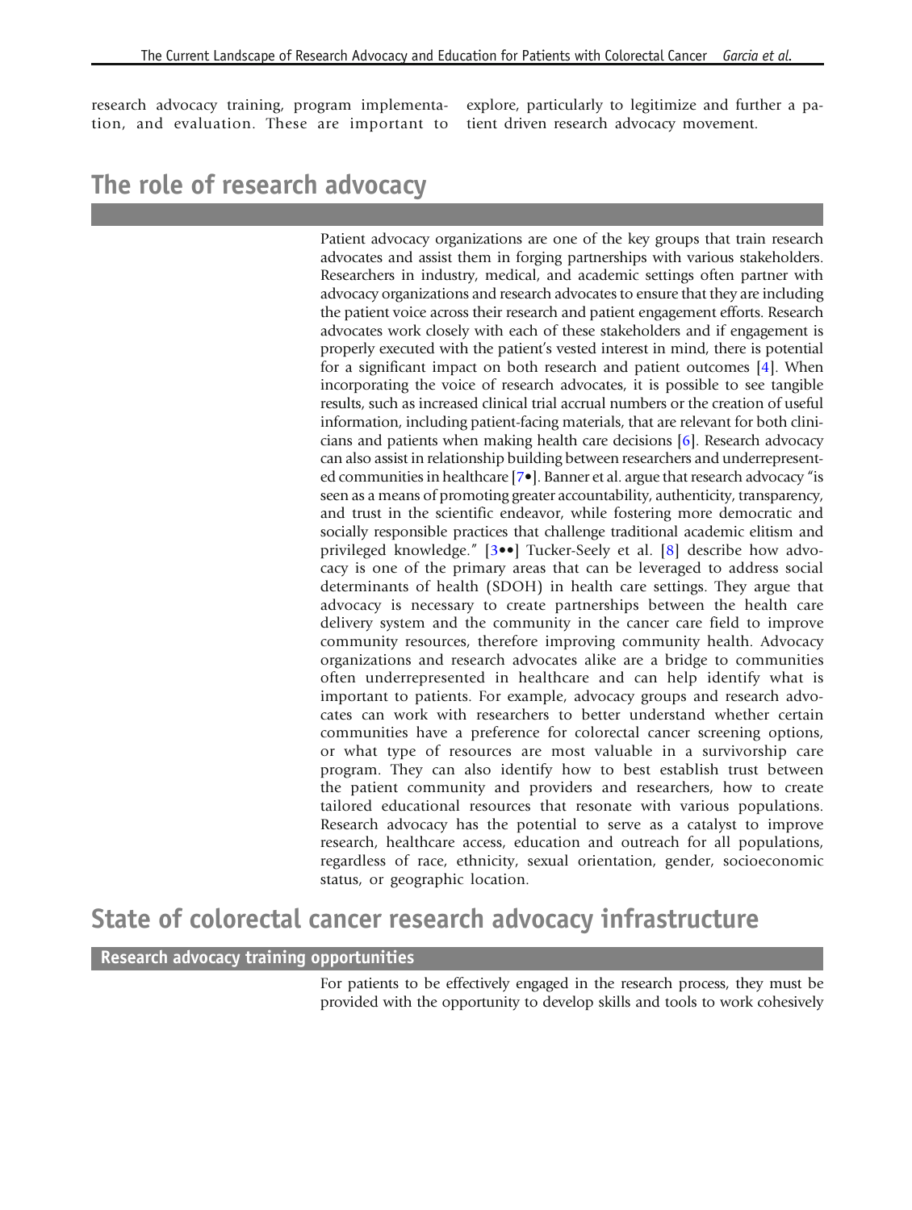research advocacy training, program implementation, and evaluation. These are important to explore, particularly to legitimize and further a patient driven research advocacy movement.

## The role of research advocacy

Patient advocacy organizations are one of the key groups that train research advocates and assist them in forging partnerships with various stakeholders. Researchers in industry, medical, and academic settings often partner with advocacy organizations and research advocates to ensure that they are including the patient voice across their research and patient engagement efforts. Research advocates work closely with each of these stakeholders and if engagement is properly executed with the patient's vested interest in mind, there is potential for a significant impact on both research and patient outcomes [4]. When incorporating the voice of research advocates, it is possible to see tangible results, such as increased clinical trial accrual numbers or the creation of useful information, including patient-facing materials, that are relevant for both clinicians and patients when making health care decisions [6]. Research advocacy can also assist in relationship building between researchers and underrepresented communities in healthcare [7•]. Banner et al. argue that research advocacy "is seen as a means of promoting greater accountability, authenticity, transparency, and trust in the scientific endeavor, while fostering more democratic and socially responsible practices that challenge traditional academic elitism and privileged knowledge." [3••] Tucker-Seely et al. [8] describe how advocacy is one of the primary areas that can be leveraged to address social determinants of health (SDOH) in health care settings. They argue that advocacy is necessary to create partnerships between the health care delivery system and the community in the cancer care field to improve community resources, therefore improving community health. Advocacy organizations and research advocates alike are a bridge to communities often underrepresented in healthcare and can help identify what is important to patients. For example, advocacy groups and research advocates can work with researchers to better understand whether certain communities have a preference for colorectal cancer screening options, or what type of resources are most valuable in a survivorship care program. They can also identify how to best establish trust between the patient community and providers and researchers, how to create tailored educational resources that resonate with various populations. Research advocacy has the potential to serve as a catalyst to improve research, healthcare access, education and outreach for all populations, regardless of race, ethnicity, sexual orientation, gender, socioeconomic status, or geographic location.

## State of colorectal cancer research advocacy infrastructure

### Research advocacy training opportunities

For patients to be effectively engaged in the research process, they must be provided with the opportunity to develop skills and tools to work cohesively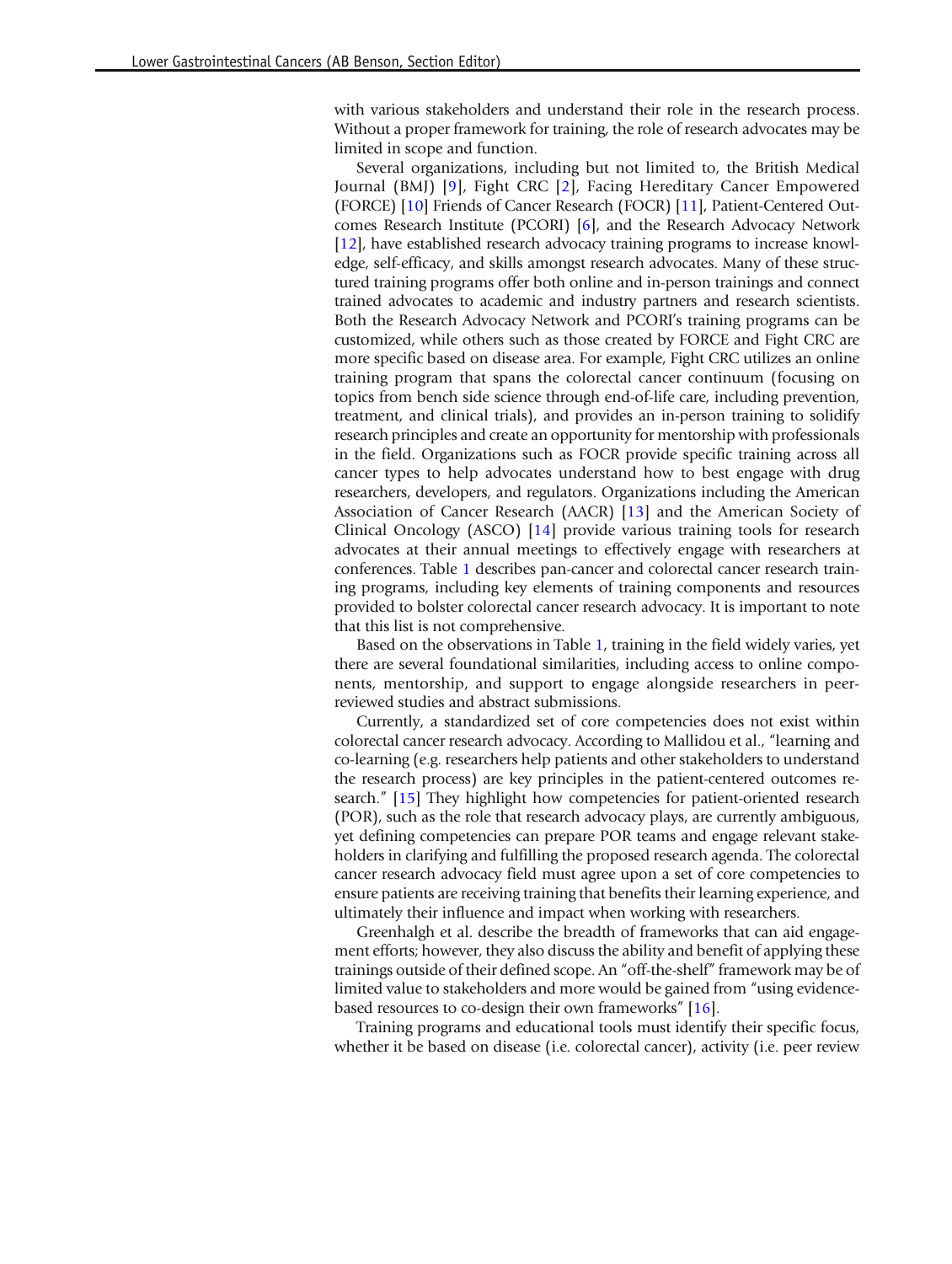with various stakeholders and understand their role in the research process. Without a proper framework for training, the role of research advocates may be limited in scope and function.

Several organizations, including but not limited to, the British Medical Journal (BMJ) [9], Fight CRC [2], Facing Hereditary Cancer Empowered (FORCE) [10] Friends of Cancer Research (FOCR) [11], Patient-Centered Outcomes Research Institute (PCORI) [6], and the Research Advocacy Network [12], have established research advocacy training programs to increase knowledge, self-efficacy, and skills amongst research advocates. Many of these structured training programs offer both online and in-person trainings and connect trained advocates to academic and industry partners and research scientists. Both the Research Advocacy Network and PCORI's training programs can be customized, while others such as those created by FORCE and Fight CRC are more specific based on disease area. For example, Fight CRC utilizes an online training program that spans the colorectal cancer continuum (focusing on topics from bench side science through end-of-life care, including prevention, treatment, and clinical trials), and provides an in-person training to solidify research principles and create an opportunity for mentorship with professionals in the field. Organizations such as FOCR provide specific training across all cancer types to help advocates understand how to best engage with drug researchers, developers, and regulators. Organizations including the American Association of Cancer Research (AACR) [13] and the American Society of Clinical Oncology (ASCO) [14] provide various training tools for research advocates at their annual meetings to effectively engage with researchers at conferences. Table 1 describes pan-cancer and colorectal cancer research training programs, including key elements of training components and resources provided to bolster colorectal cancer research advocacy. It is important to note that this list is not comprehensive.

Based on the observations in Table 1, training in the field widely varies, yet there are several foundational similarities, including access to online components, mentorship, and support to engage alongside researchers in peer-reviewed studies and abstract submissions.

Currently, a standardized set of core competencies does not exist within colorectal cancer research advocacy. According to Mallidou et al., "learning and co-learning (e.g. researchers help patients and other stakeholders to understand the research process) are key principles in the patient-centered outcomes research." [15] They highlight how competencies for patient-oriented research (POR), such as the role that research advocacy plays, are currently ambiguous, yet defining competencies can prepare POR teams and engage relevant stakeholders in clarifying and fulfilling the proposed research agenda. The colorectal cancer research advocacy field must agree upon a set of core competencies to ensure patients are receiving training that benefits their learning experience, and ultimately their influence and impact when working with researchers.

Greenhalgh et al. describe the breadth of frameworks that can aid engagement efforts; however, they also discuss the ability and benefit of applying these trainings outside of their defined scope. An "off-the-shelf" framework may be of limited value to stakeholders and more would be gained from "using evidence-based resources to co-design their own frameworks" [16].

Training programs and educational tools must identify their specific focus, whether it be based on disease (i.e. colorectal cancer), activity (i.e. peer review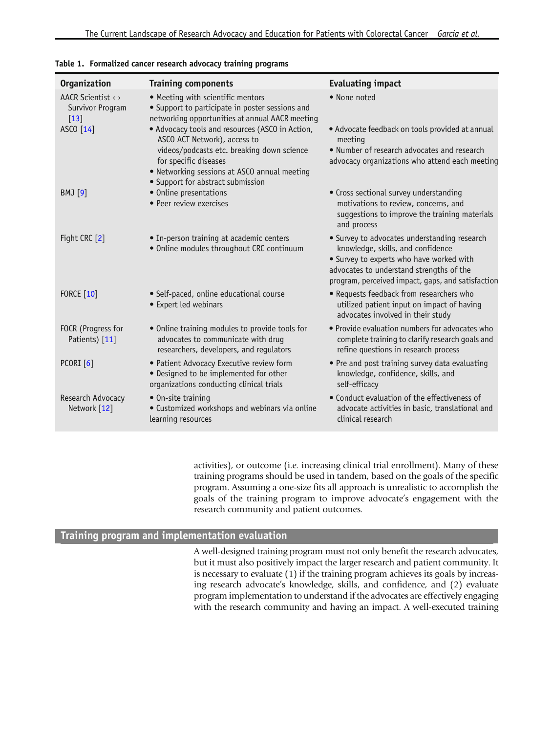**Table 1. Formalized cancer research advocacy training programs**

| Organization | Training components | Evaluating impact |
|---|---|---|
| AACR Scientist ↔ Survivor Program [13] | • Meeting with scientific mentors<br>• Support to participate in poster sessions and networking opportunities at annual AACR meeting | • None noted |
| ASCO [14] | • Advocacy tools and resources (ASCO in Action, ASCO ACT Network), access to videos/podcasts etc. breaking down science for specific diseases<br>• Networking sessions at ASCO annual meeting<br>• Support for abstract submission | • Advocate feedback on tools provided at annual meeting<br>• Number of research advocates and research advocacy organizations who attend each meeting |
| BMJ [9] | • Online presentations<br>• Peer review exercises | • Cross sectional survey understanding motivations to review, concerns, and suggestions to improve the training materials and process |
| Fight CRC [2] | • In-person training at academic centers<br>• Online modules throughout CRC continuum | • Survey to advocates understanding research knowledge, skills, and confidence<br>• Survey to experts who have worked with advocates to understand strengths of the program, perceived impact, gaps, and satisfaction |
| FORCE [10] | • Self-paced, online educational course<br>• Expert led webinars | • Requests feedback from researchers who utilized patient input on impact of having advocates involved in their study |
| FOCR (Progress for Patients) [11] | • Online training modules to provide tools for advocates to communicate with drug researchers, developers, and regulators | • Provide evaluation numbers for advocates who complete training to clarify research goals and refine questions in research process |
| PCORI [6] | • Patient Advocacy Executive review form<br>• Designed to be implemented for other organizations conducting clinical trials | • Pre and post training survey data evaluating knowledge, confidence, skills, and self-efficacy |
| Research Advocacy Network [12] | • On-site training<br>• Customized workshops and webinars via online learning resources | • Conduct evaluation of the effectiveness of advocate activities in basic, translational and clinical research |

activities), or outcome (i.e. increasing clinical trial enrollment). Many of these training programs should be used in tandem, based on the goals of the specific program. Assuming a one-size fits all approach is unrealistic to accomplish the goals of the training program to improve advocate's engagement with the research community and patient outcomes.

## Training program and implementation evaluation

A well-designed training program must not only benefit the research advocates, but it must also positively impact the larger research and patient community. It is necessary to evaluate (1) if the training program achieves its goals by increasing research advocate's knowledge, skills, and confidence, and (2) evaluate program implementation to understand if the advocates are effectively engaging with the research community and having an impact. A well-executed training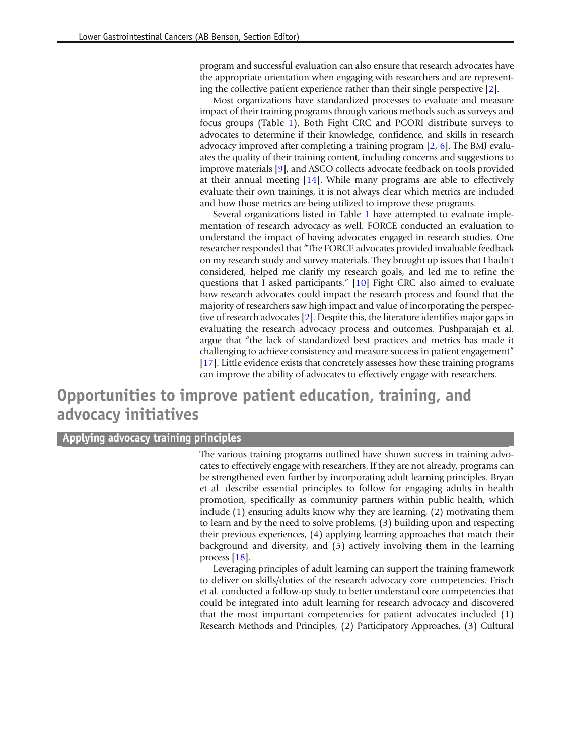program and successful evaluation can also ensure that research advocates have the appropriate orientation when engaging with researchers and are representing the collective patient experience rather than their single perspective [2].

Most organizations have standardized processes to evaluate and measure impact of their training programs through various methods such as surveys and focus groups (Table 1). Both Fight CRC and PCORI distribute surveys to advocates to determine if their knowledge, confidence, and skills in research advocacy improved after completing a training program [2, 6]. The BMJ evaluates the quality of their training content, including concerns and suggestions to improve materials [9], and ASCO collects advocate feedback on tools provided at their annual meeting [14]. While many programs are able to effectively evaluate their own trainings, it is not always clear which metrics are included and how those metrics are being utilized to improve these programs.

Several organizations listed in Table 1 have attempted to evaluate implementation of research advocacy as well. FORCE conducted an evaluation to understand the impact of having advocates engaged in research studies. One researcher responded that "The FORCE advocates provided invaluable feedback on my research study and survey materials. They brought up issues that I hadn't considered, helped me clarify my research goals, and led me to refine the questions that I asked participants." [10] Fight CRC also aimed to evaluate how research advocates could impact the research process and found that the majority of researchers saw high impact and value of incorporating the perspective of research advocates [2]. Despite this, the literature identifies major gaps in evaluating the research advocacy process and outcomes. Pushparajah et al. argue that "the lack of standardized best practices and metrics has made it challenging to achieve consistency and measure success in patient engagement" [17]. Little evidence exists that concretely assesses how these training programs can improve the ability of advocates to effectively engage with researchers.

# Opportunities to improve patient education, training, and advocacy initiatives

## Applying advocacy training principles

The various training programs outlined have shown success in training advocates to effectively engage with researchers. If they are not already, programs can be strengthened even further by incorporating adult learning principles. Bryan et al. describe essential principles to follow for engaging adults in health promotion, specifically as community partners within public health, which include (1) ensuring adults know why they are learning, (2) motivating them to learn and by the need to solve problems, (3) building upon and respecting their previous experiences, (4) applying learning approaches that match their background and diversity, and (5) actively involving them in the learning process [18].

Leveraging principles of adult learning can support the training framework to deliver on skills/duties of the research advocacy core competencies. Frisch et al. conducted a follow-up study to better understand core competencies that could be integrated into adult learning for research advocacy and discovered that the most important competencies for patient advocates included (1) Research Methods and Principles, (2) Participatory Approaches, (3) Cultural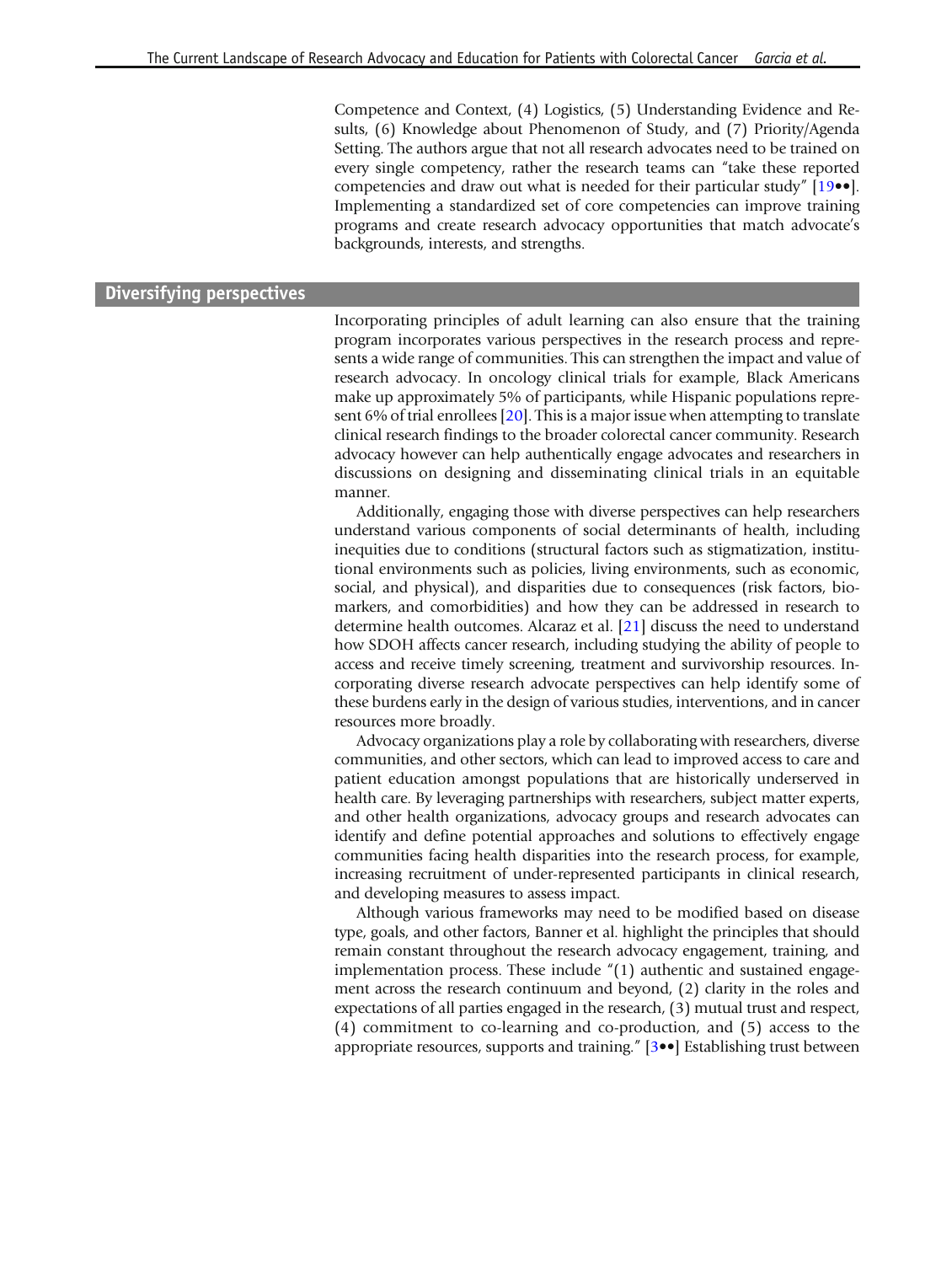Competence and Context, (4) Logistics, (5) Understanding Evidence and Results, (6) Knowledge about Phenomenon of Study, and (7) Priority/Agenda Setting. The authors argue that not all research advocates need to be trained on every single competency, rather the research teams can "take these reported competencies and draw out what is needed for their particular study" [19••]. Implementing a standardized set of core competencies can improve training programs and create research advocacy opportunities that match advocate's backgrounds, interests, and strengths.

## Diversifying perspectives

Incorporating principles of adult learning can also ensure that the training program incorporates various perspectives in the research process and represents a wide range of communities. This can strengthen the impact and value of research advocacy. In oncology clinical trials for example, Black Americans make up approximately 5% of participants, while Hispanic populations represent 6% of trial enrollees [20]. This is a major issue when attempting to translate clinical research findings to the broader colorectal cancer community. Research advocacy however can help authentically engage advocates and researchers in discussions on designing and disseminating clinical trials in an equitable manner.

Additionally, engaging those with diverse perspectives can help researchers understand various components of social determinants of health, including inequities due to conditions (structural factors such as stigmatization, institutional environments such as policies, living environments, such as economic, social, and physical), and disparities due to consequences (risk factors, biomarkers, and comorbidities) and how they can be addressed in research to determine health outcomes. Alcaraz et al. [21] discuss the need to understand how SDOH affects cancer research, including studying the ability of people to access and receive timely screening, treatment and survivorship resources. Incorporating diverse research advocate perspectives can help identify some of these burdens early in the design of various studies, interventions, and in cancer resources more broadly.

Advocacy organizations play a role by collaborating with researchers, diverse communities, and other sectors, which can lead to improved access to care and patient education amongst populations that are historically underserved in health care. By leveraging partnerships with researchers, subject matter experts, and other health organizations, advocacy groups and research advocates can identify and define potential approaches and solutions to effectively engage communities facing health disparities into the research process, for example, increasing recruitment of under-represented participants in clinical research, and developing measures to assess impact.

Although various frameworks may need to be modified based on disease type, goals, and other factors, Banner et al. highlight the principles that should remain constant throughout the research advocacy engagement, training, and implementation process. These include "(1) authentic and sustained engagement across the research continuum and beyond, (2) clarity in the roles and expectations of all parties engaged in the research, (3) mutual trust and respect, (4) commitment to co-learning and co-production, and (5) access to the appropriate resources, supports and training." [3••] Establishing trust between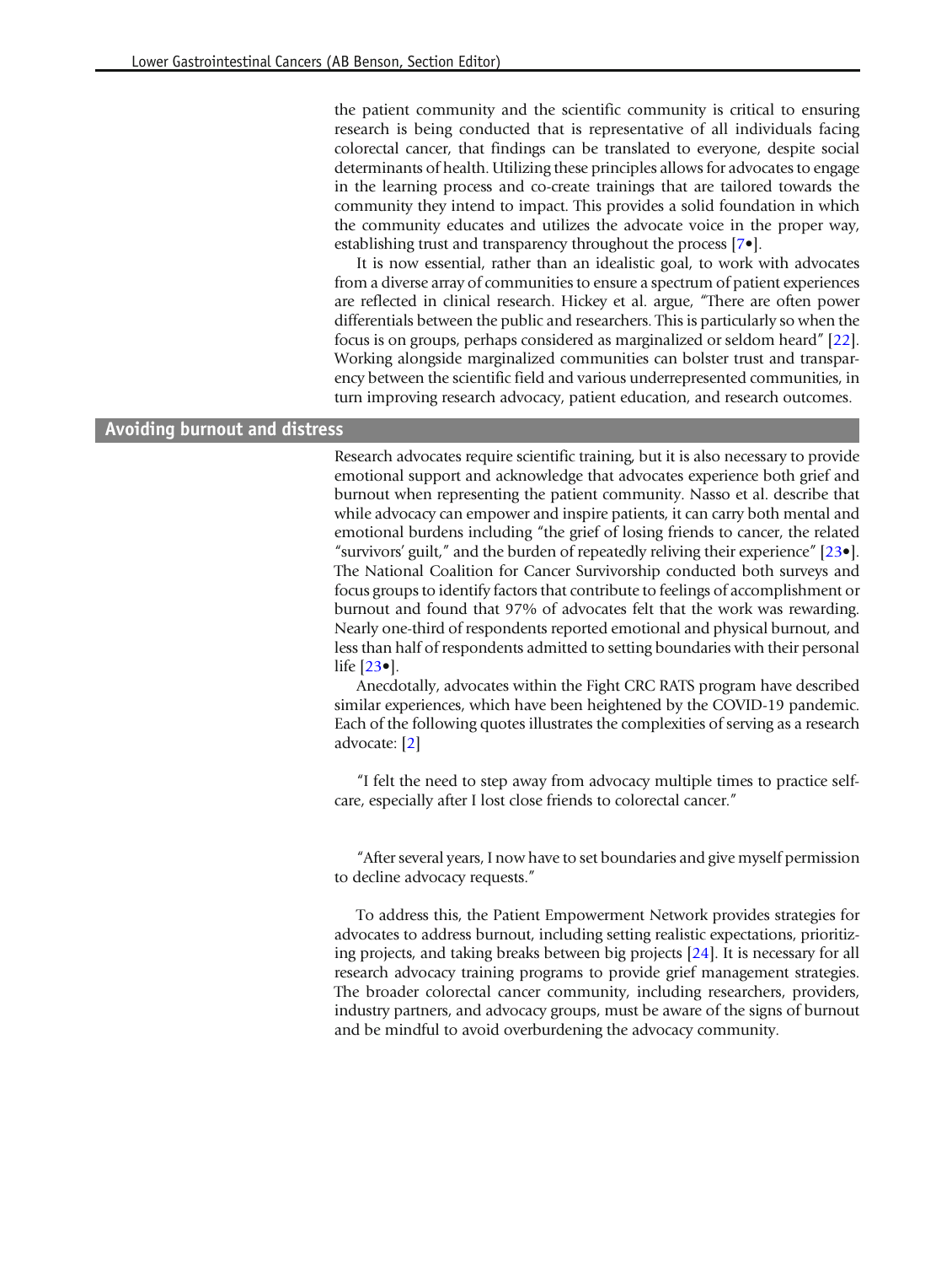the patient community and the scientific community is critical to ensuring research is being conducted that is representative of all individuals facing colorectal cancer, that findings can be translated to everyone, despite social determinants of health. Utilizing these principles allows for advocates to engage in the learning process and co-create trainings that are tailored towards the community they intend to impact. This provides a solid foundation in which the community educates and utilizes the advocate voice in the proper way, establishing trust and transparency throughout the process [7•].

It is now essential, rather than an idealistic goal, to work with advocates from a diverse array of communities to ensure a spectrum of patient experiences are reflected in clinical research. Hickey et al. argue, "There are often power differentials between the public and researchers. This is particularly so when the focus is on groups, perhaps considered as marginalized or seldom heard" [22]. Working alongside marginalized communities can bolster trust and transparency between the scientific field and various underrepresented communities, in turn improving research advocacy, patient education, and research outcomes.

## Avoiding burnout and distress

Research advocates require scientific training, but it is also necessary to provide emotional support and acknowledge that advocates experience both grief and burnout when representing the patient community. Nasso et al. describe that while advocacy can empower and inspire patients, it can carry both mental and emotional burdens including "the grief of losing friends to cancer, the related "survivors' guilt," and the burden of repeatedly reliving their experience" [23•]. The National Coalition for Cancer Survivorship conducted both surveys and focus groups to identify factors that contribute to feelings of accomplishment or burnout and found that 97% of advocates felt that the work was rewarding. Nearly one-third of respondents reported emotional and physical burnout, and less than half of respondents admitted to setting boundaries with their personal life [23•].

Anecdotally, advocates within the Fight CRC RATS program have described similar experiences, which have been heightened by the COVID-19 pandemic. Each of the following quotes illustrates the complexities of serving as a research advocate: [2]

"I felt the need to step away from advocacy multiple times to practice self-care, especially after I lost close friends to colorectal cancer."

"After several years, I now have to set boundaries and give myself permission to decline advocacy requests."

To address this, the Patient Empowerment Network provides strategies for advocates to address burnout, including setting realistic expectations, prioritizing projects, and taking breaks between big projects [24]. It is necessary for all research advocacy training programs to provide grief management strategies. The broader colorectal cancer community, including researchers, providers, industry partners, and advocacy groups, must be aware of the signs of burnout and be mindful to avoid overburdening the advocacy community.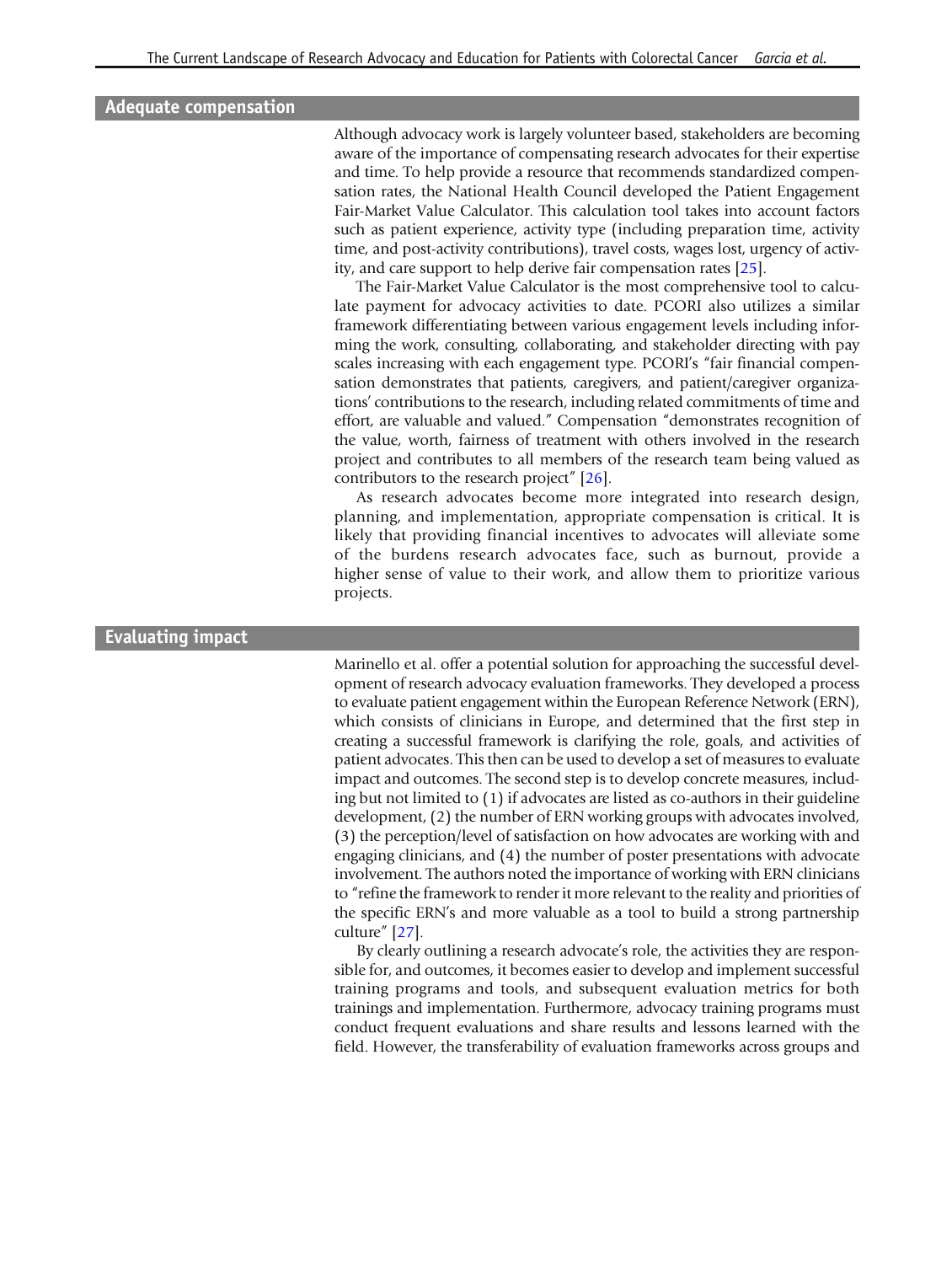## Adequate compensation

Although advocacy work is largely volunteer based, stakeholders are becoming aware of the importance of compensating research advocates for their expertise and time. To help provide a resource that recommends standardized compensation rates, the National Health Council developed the Patient Engagement Fair-Market Value Calculator. This calculation tool takes into account factors such as patient experience, activity type (including preparation time, activity time, and post-activity contributions), travel costs, wages lost, urgency of activity, and care support to help derive fair compensation rates [25].

The Fair-Market Value Calculator is the most comprehensive tool to calculate payment for advocacy activities to date. PCORI also utilizes a similar framework differentiating between various engagement levels including informing the work, consulting, collaborating, and stakeholder directing with pay scales increasing with each engagement type. PCORI's "fair financial compensation demonstrates that patients, caregivers, and patient/caregiver organizations' contributions to the research, including related commitments of time and effort, are valuable and valued." Compensation "demonstrates recognition of the value, worth, fairness of treatment with others involved in the research project and contributes to all members of the research team being valued as contributors to the research project" [26].

As research advocates become more integrated into research design, planning, and implementation, appropriate compensation is critical. It is likely that providing financial incentives to advocates will alleviate some of the burdens research advocates face, such as burnout, provide a higher sense of value to their work, and allow them to prioritize various projects.

## Evaluating impact

Marinello et al. offer a potential solution for approaching the successful development of research advocacy evaluation frameworks. They developed a process to evaluate patient engagement within the European Reference Network (ERN), which consists of clinicians in Europe, and determined that the first step in creating a successful framework is clarifying the role, goals, and activities of patient advocates. This then can be used to develop a set of measures to evaluate impact and outcomes. The second step is to develop concrete measures, including but not limited to (1) if advocates are listed as co-authors in their guideline development, (2) the number of ERN working groups with advocates involved, (3) the perception/level of satisfaction on how advocates are working with and engaging clinicians, and (4) the number of poster presentations with advocate involvement. The authors noted the importance of working with ERN clinicians to "refine the framework to render it more relevant to the reality and priorities of the specific ERN's and more valuable as a tool to build a strong partnership culture" [27].

By clearly outlining a research advocate's role, the activities they are responsible for, and outcomes, it becomes easier to develop and implement successful training programs and tools, and subsequent evaluation metrics for both trainings and implementation. Furthermore, advocacy training programs must conduct frequent evaluations and share results and lessons learned with the field. However, the transferability of evaluation frameworks across groups and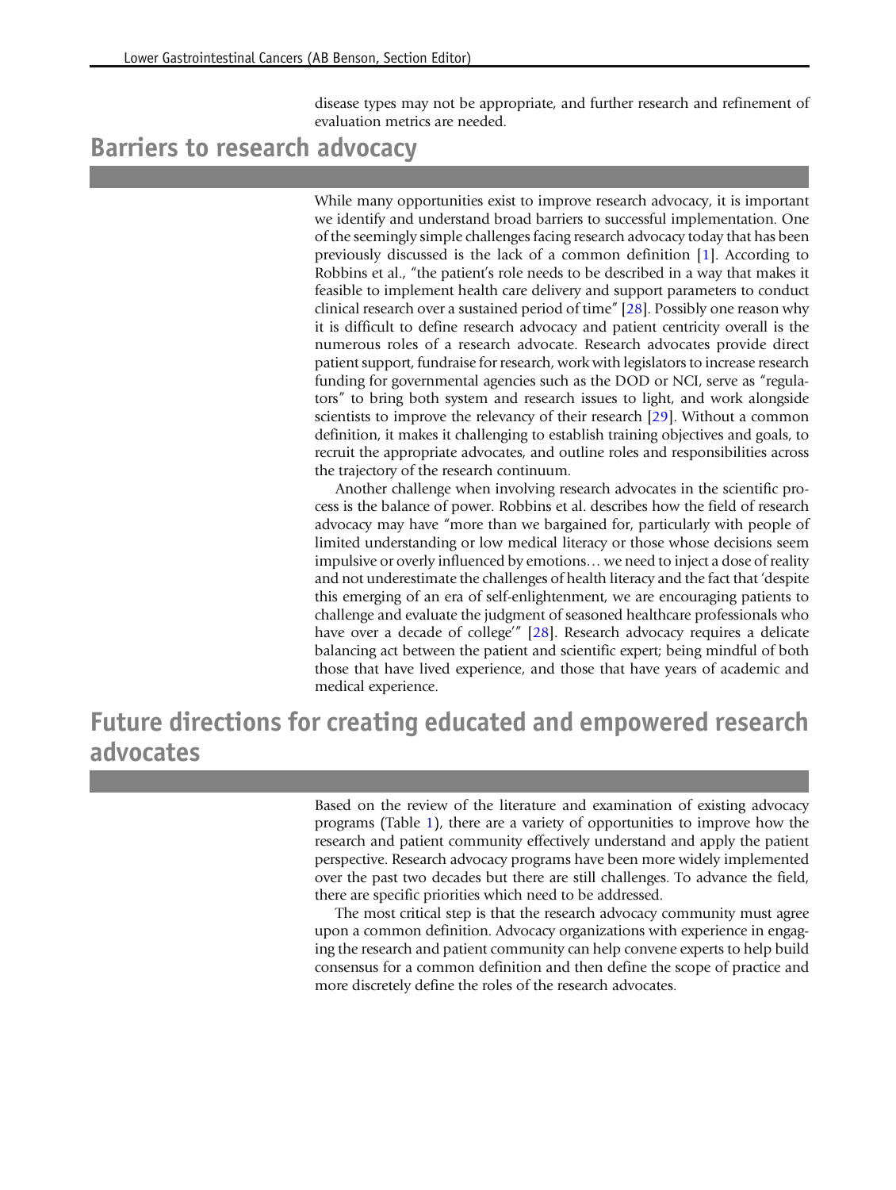disease types may not be appropriate, and further research and refinement of evaluation metrics are needed.

## Barriers to research advocacy

While many opportunities exist to improve research advocacy, it is important we identify and understand broad barriers to successful implementation. One of the seemingly simple challenges facing research advocacy today that has been previously discussed is the lack of a common definition [1]. According to Robbins et al., "the patient's role needs to be described in a way that makes it feasible to implement health care delivery and support parameters to conduct clinical research over a sustained period of time" [28]. Possibly one reason why it is difficult to define research advocacy and patient centricity overall is the numerous roles of a research advocate. Research advocates provide direct patient support, fundraise for research, work with legislators to increase research funding for governmental agencies such as the DOD or NCI, serve as "regulators" to bring both system and research issues to light, and work alongside scientists to improve the relevancy of their research [29]. Without a common definition, it makes it challenging to establish training objectives and goals, to recruit the appropriate advocates, and outline roles and responsibilities across the trajectory of the research continuum.

Another challenge when involving research advocates in the scientific process is the balance of power. Robbins et al. describes how the field of research advocacy may have "more than we bargained for, particularly with people of limited understanding or low medical literacy or those whose decisions seem impulsive or overly influenced by emotions… we need to inject a dose of reality and not underestimate the challenges of health literacy and the fact that 'despite this emerging of an era of self-enlightenment, we are encouraging patients to challenge and evaluate the judgment of seasoned healthcare professionals who have over a decade of college'" [28]. Research advocacy requires a delicate balancing act between the patient and scientific expert; being mindful of both those that have lived experience, and those that have years of academic and medical experience.

## Future directions for creating educated and empowered research advocates

Based on the review of the literature and examination of existing advocacy programs (Table 1), there are a variety of opportunities to improve how the research and patient community effectively understand and apply the patient perspective. Research advocacy programs have been more widely implemented over the past two decades but there are still challenges. To advance the field, there are specific priorities which need to be addressed.

The most critical step is that the research advocacy community must agree upon a common definition. Advocacy organizations with experience in engaging the research and patient community can help convene experts to help build consensus for a common definition and then define the scope of practice and more discretely define the roles of the research advocates.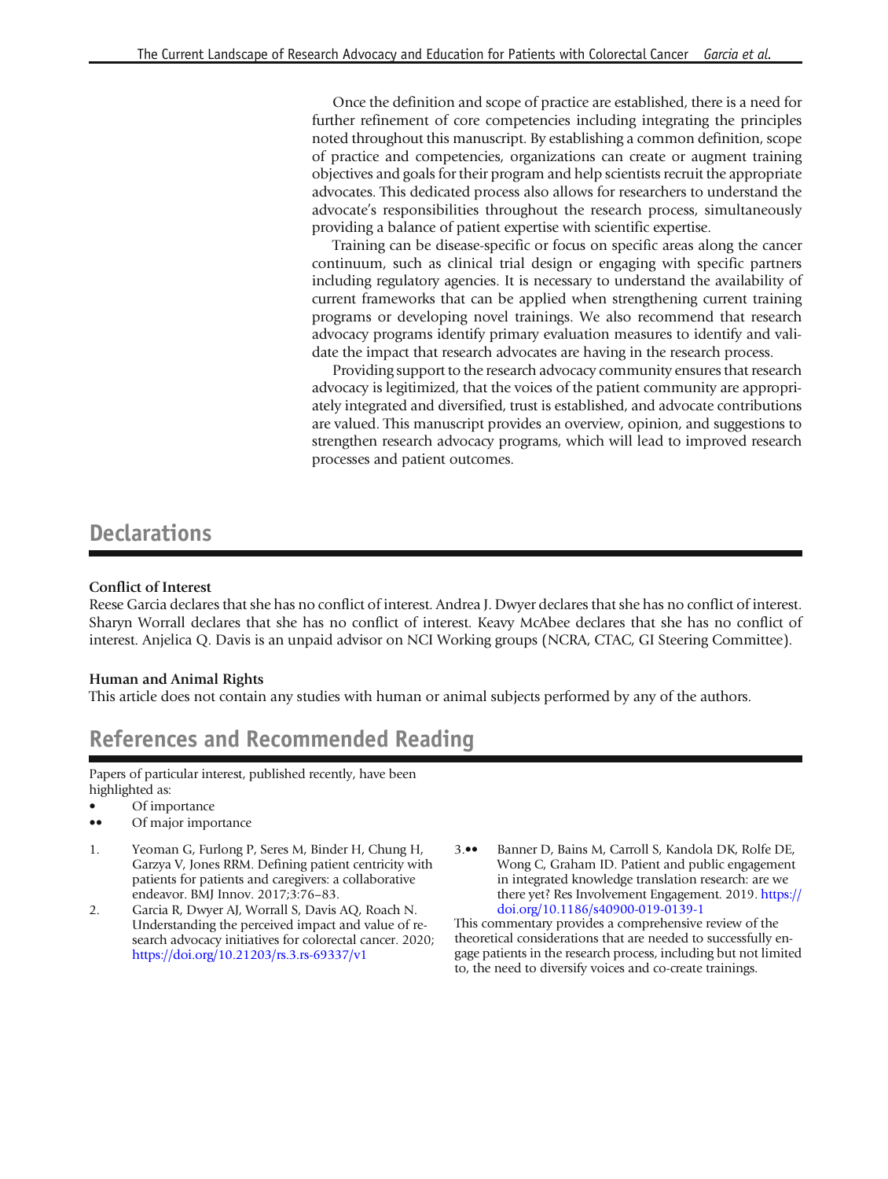Once the definition and scope of practice are established, there is a need for further refinement of core competencies including integrating the principles noted throughout this manuscript. By establishing a common definition, scope of practice and competencies, organizations can create or augment training objectives and goals for their program and help scientists recruit the appropriate advocates. This dedicated process also allows for researchers to understand the advocate's responsibilities throughout the research process, simultaneously providing a balance of patient expertise with scientific expertise.

Training can be disease-specific or focus on specific areas along the cancer continuum, such as clinical trial design or engaging with specific partners including regulatory agencies. It is necessary to understand the availability of current frameworks that can be applied when strengthening current training programs or developing novel trainings. We also recommend that research advocacy programs identify primary evaluation measures to identify and validate the impact that research advocates are having in the research process.

Providing support to the research advocacy community ensures that research advocacy is legitimized, that the voices of the patient community are appropriately integrated and diversified, trust is established, and advocate contributions are valued. This manuscript provides an overview, opinion, and suggestions to strengthen research advocacy programs, which will lead to improved research processes and patient outcomes.

## Declarations

### Conflict of Interest

Reese Garcia declares that she has no conflict of interest. Andrea J. Dwyer declares that she has no conflict of interest. Sharyn Worrall declares that she has no conflict of interest. Keavy McAbee declares that she has no conflict of interest. Anjelica Q. Davis is an unpaid advisor on NCI Working groups (NCRA, CTAC, GI Steering Committee).

### Human and Animal Rights

This article does not contain any studies with human or animal subjects performed by any of the authors.

## References and Recommended Reading

Papers of particular interest, published recently, have been highlighted as:

- • Of importance
- •• Of major importance

1. Yeoman G, Furlong P, Seres M, Binder H, Chung H, Garzya V, Jones RRM. Defining patient centricity with patients for patients and caregivers: a collaborative endeavor. BMJ Innov. 2017;3:76–83.
2. Garcia R, Dwyer AJ, Worrall S, Davis AQ, Roach N. Understanding the perceived impact and value of research advocacy initiatives for colorectal cancer. 2020; https://doi.org/10.21203/rs.3.rs-69337/v1
3. •• Banner D, Bains M, Carroll S, Kandola DK, Rolfe DE, Wong C, Graham ID. Patient and public engagement in integrated knowledge translation research: are we there yet? Res Involvement Engagement. 2019. https://doi.org/10.1186/s40900-019-0139-1

   This commentary provides a comprehensive review of the theoretical considerations that are needed to successfully engage patients in the research process, including but not limited to, the need to diversify voices and co-create trainings.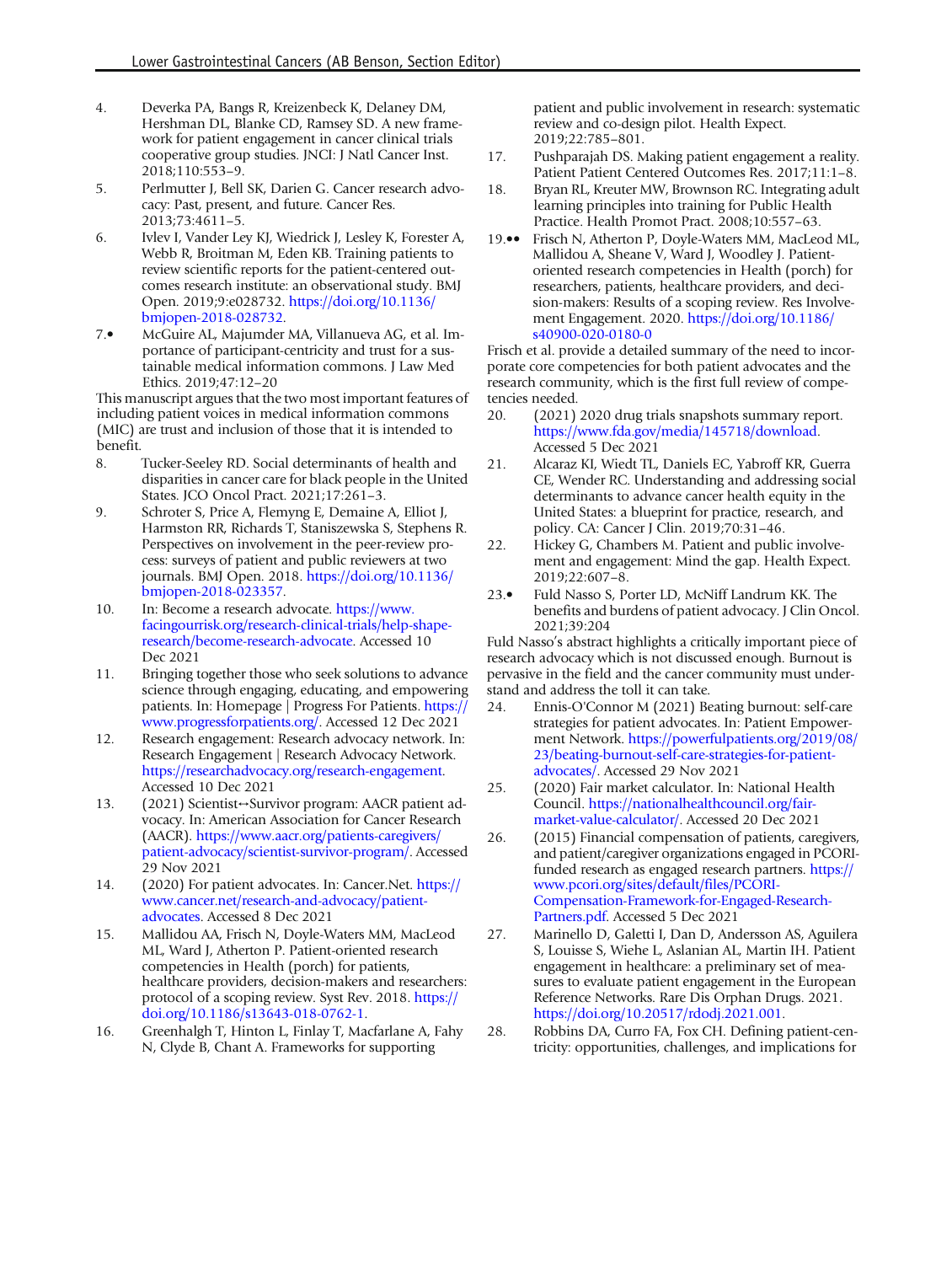4. Deverka PA, Bangs R, Kreizenbeck K, Delaney DM, Hershman DL, Blanke CD, Ramsey SD. A new framework for patient engagement in cancer clinical trials cooperative group studies. JNCI: J Natl Cancer Inst. 2018;110:553–9.
5. Perlmutter J, Bell SK, Darien G. Cancer research advocacy: Past, present, and future. Cancer Res. 2013;73:4611–5.
6. Ivlev I, Vander Ley KJ, Wiedrick J, Lesley K, Forester A, Webb R, Broitman M, Eden KB. Training patients to review scientific reports for the patient-centered outcomes research institute: an observational study. BMJ Open. 2019;9:e028732. https://doi.org/10.1136/bmjopen-2018-028732.
7.• McGuire AL, Majumder MA, Villanueva AG, et al. Importance of participant-centricity and trust for a sustainable medical information commons. J Law Med Ethics. 2019;47:12–20

This manuscript argues that the two most important features of including patient voices in medical information commons (MIC) are trust and inclusion of those that it is intended to benefit.

8. Tucker-Seeley RD. Social determinants of health and disparities in cancer care for black people in the United States. JCO Oncol Pract. 2021;17:261–3.
9. Schroter S, Price A, Flemyng E, Demaine A, Elliot J, Harmston RR, Richards T, Staniszewska S, Stephens R. Perspectives on involvement in the peer-review process: surveys of patient and public reviewers at two journals. BMJ Open. 2018. https://doi.org/10.1136/bmjopen-2018-023357.
10. In: Become a research advocate. https://www.facingourrisk.org/research-clinical-trials/help-shape-research/become-research-advocate. Accessed 10 Dec 2021
11. Bringing together those who seek solutions to advance science through engaging, educating, and empowering patients. In: Homepage | Progress For Patients. https://www.progressforpatients.org/. Accessed 12 Dec 2021
12. Research engagement: Research advocacy network. In: Research Engagement | Research Advocacy Network. https://researchadvocacy.org/research-engagement. Accessed 10 Dec 2021
13. (2021) Scientist↔Survivor program: AACR patient advocacy. In: American Association for Cancer Research (AACR). https://www.aacr.org/patients-caregivers/patient-advocacy/scientist-survivor-program/. Accessed 29 Nov 2021
14. (2020) For patient advocates. In: Cancer.Net. https://www.cancer.net/research-and-advocacy/patient-advocates. Accessed 8 Dec 2021
15. Mallidou AA, Frisch N, Doyle-Waters MM, MacLeod ML, Ward J, Atherton P. Patient-oriented research competencies in Health (porch) for patients, healthcare providers, decision-makers and researchers: protocol of a scoping review. Syst Rev. 2018. https://doi.org/10.1186/s13643-018-0762-1.
16. Greenhalgh T, Hinton L, Finlay T, Macfarlane A, Fahy N, Clyde B, Chant A. Frameworks for supporting patient and public involvement in research: systematic review and co-design pilot. Health Expect. 2019;22:785–801.
17. Pushparajah DS. Making patient engagement a reality. Patient Patient Centered Outcomes Res. 2017;11:1–8.
18. Bryan RL, Kreuter MW, Brownson RC. Integrating adult learning principles into training for Public Health Practice. Health Promot Pract. 2008;10:557–63.
19.•• Frisch N, Atherton P, Doyle-Waters MM, MacLeod ML, Mallidou A, Sheane V, Ward J, Woodley J. Patient-oriented research competencies in Health (porch) for researchers, patients, healthcare providers, and decision-makers: Results of a scoping review. Res Involvement Engagement. 2020. https://doi.org/10.1186/s40900-020-0180-0

Frisch et al. provide a detailed summary of the need to incorporate core competencies for both patient advocates and the research community, which is the first full review of competencies needed.

20. (2021) 2020 drug trials snapshots summary report. https://www.fda.gov/media/145718/download. Accessed 5 Dec 2021
21. Alcaraz KI, Wiedt TL, Daniels EC, Yabroff KR, Guerra CE, Wender RC. Understanding and addressing social determinants to advance cancer health equity in the United States: a blueprint for practice, research, and policy. CA: Cancer J Clin. 2019;70:31–46.
22. Hickey G, Chambers M. Patient and public involvement and engagement: Mind the gap. Health Expect. 2019;22:607–8.
23.• Fuld Nasso S, Porter LD, McNiff Landrum KK. The benefits and burdens of patient advocacy. J Clin Oncol. 2021;39:204

Fuld Nasso's abstract highlights a critically important piece of research advocacy which is not discussed enough. Burnout is pervasive in the field and the cancer community must understand and address the toll it can take.

24. Ennis-O'Connor M (2021) Beating burnout: self-care strategies for patient advocates. In: Patient Empowerment Network. https://powerfulpatients.org/2019/08/23/beating-burnout-self-care-strategies-for-patient-advocates/. Accessed 29 Nov 2021
25. (2020) Fair market calculator. In: National Health Council. https://nationalhealthcouncil.org/fair-market-value-calculator/. Accessed 20 Dec 2021
26. (2015) Financial compensation of patients, caregivers, and patient/caregiver organizations engaged in PCORI-funded research as engaged research partners. https://www.pcori.org/sites/default/files/PCORI-Compensation-Framework-for-Engaged-Research-Partners.pdf. Accessed 5 Dec 2021
27. Marinello D, Galetti I, Dan D, Andersson AS, Aguilera S, Louisse S, Wiehe L, Aslanian AL, Martin IH. Patient engagement in healthcare: a preliminary set of measures to evaluate patient engagement in the European Reference Networks. Rare Dis Orphan Drugs. 2021. https://doi.org/10.20517/rdodj.2021.001.
28. Robbins DA, Curro FA, Fox CH. Defining patient-centricity: opportunities, challenges, and implications for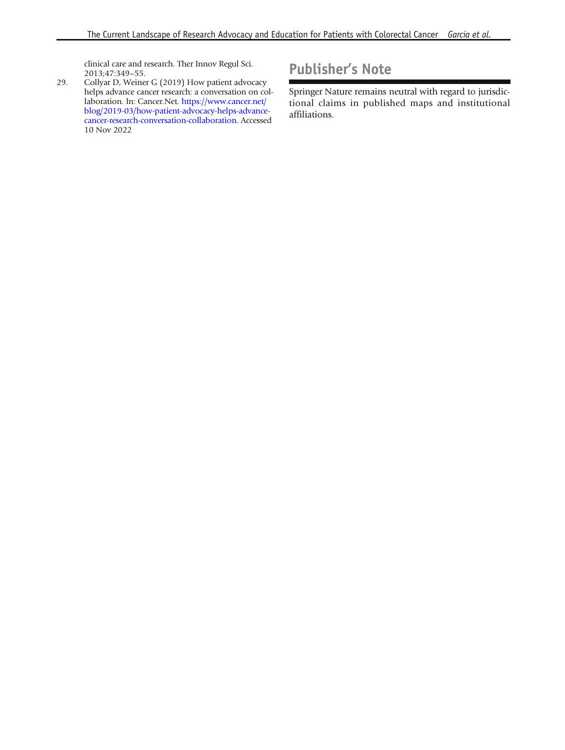clinical care and research. Ther Innov Regul Sci. 2013;47:349–55.

29. Collyar D, Weiner G (2019) How patient advocacy helps advance cancer research: a conversation on collaboration. In: Cancer.Net. https://www.cancer.net/blog/2019-03/how-patient-advocacy-helps-advance-cancer-research-conversation-collaboration. Accessed 10 Nov 2022

## Publisher's Note

Springer Nature remains neutral with regard to jurisdictional claims in published maps and institutional affiliations.